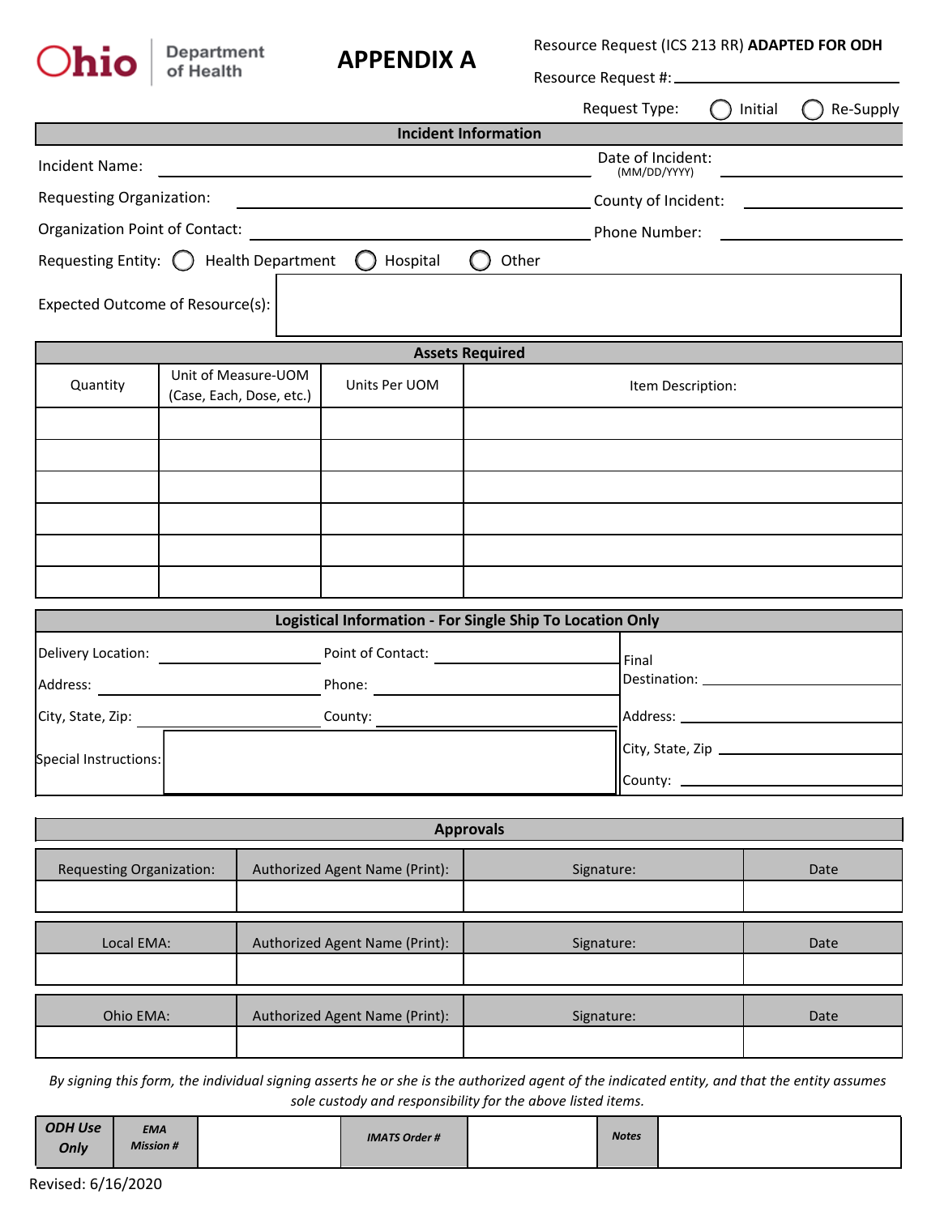Ohio Department of Health

# APPENDIX A

Resource Request (ICS 213 RR) **ADAPTED FOR ODH**

Resource Request #: ____________________

Request Type: ◯ Initial ◯ Re-Supply

## Incident Information

Incident Name: ____________________ Date of Incident: (MM/DD/YYYY) ____________________

Requesting Organization: ____________________ County of Incident: ____________________

Organization Point of Contact: ____________________ Phone Number: ____________________

Requesting Entity: ◯ Health Department ◯ Hospital ◯ Other

Expected Outcome of Resource(s): ____________________

## Assets Required

| Quantity | Unit of Measure-UOM (Case, Each, Dose, etc.) | Units Per UOM | Item Description: |
|---|---|---|---|
| | | | |
| | | | |
| | | | |
| | | | |
| | | | |
| | | | |

## Logistical Information - For Single Ship To Location Only

Delivery Location: ____________________ Point of Contact: ____________________

Address: ____________________ Phone: ____________________

City, State, Zip: ____________________ County: ____________________

Special Instructions: ____________________

Final Destination: ____________________

Address: ____________________

City, State, Zip ____________________

County: ____________________

## Approvals

| Requesting Organization: | Authorized Agent Name (Print): | Signature: | Date |
|---|---|---|---|
| | | | |

| Local EMA: | Authorized Agent Name (Print): | Signature: | Date |
|---|---|---|---|
| | | | |

| Ohio EMA: | Authorized Agent Name (Print): | Signature: | Date |
|---|---|---|---|
| | | | |

*By signing this form, the individual signing asserts he or she is the authorized agent of the indicated entity, and that the entity assumes sole custody and responsibility for the above listed items.*

| ***ODH Use Only*** | ***EMA Mission #*** | | ***IMATS Order #*** | | ***Notes*** | |
|---|---|---|---|---|---|---|

Revised: 6/16/2020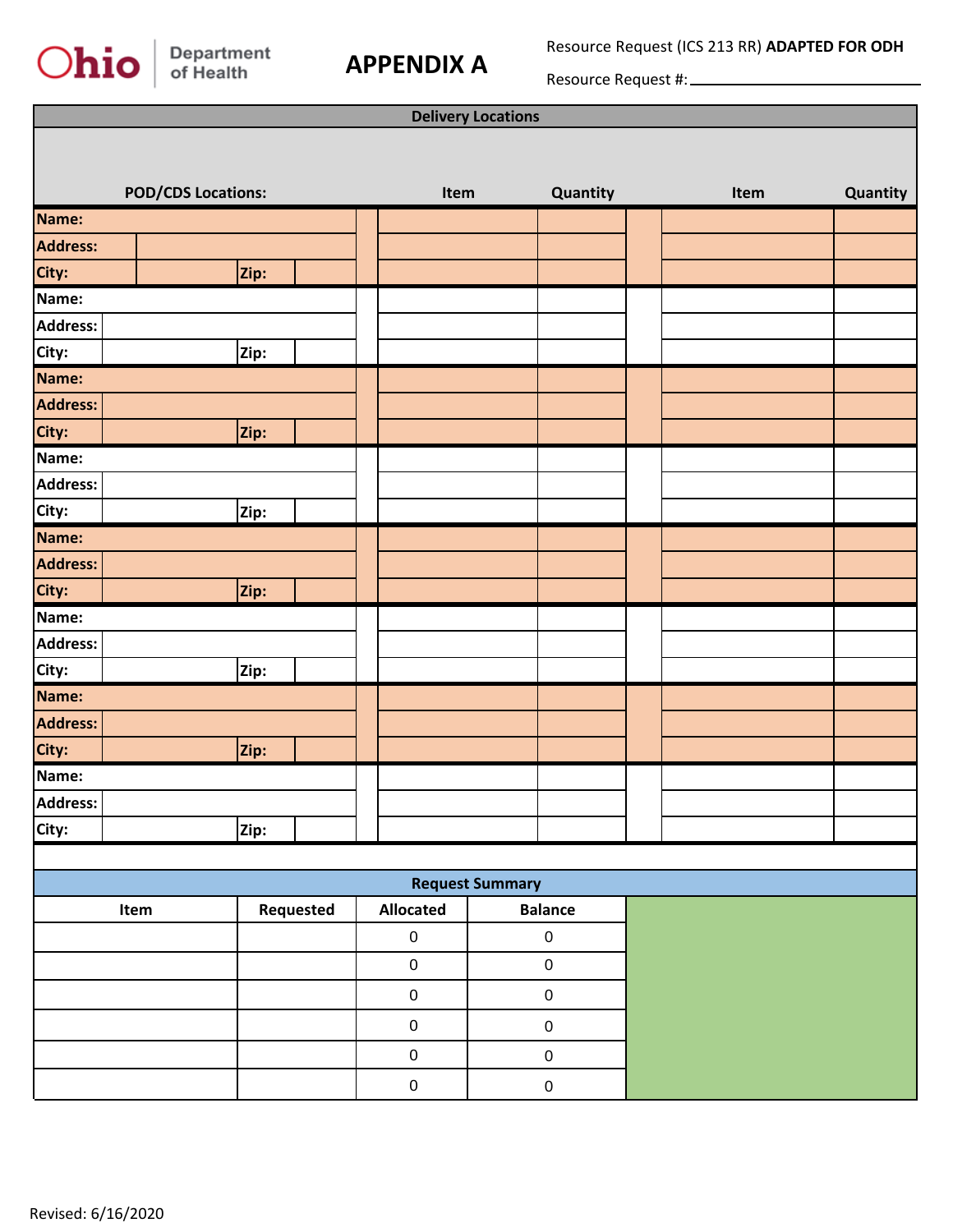# APPENDIX A

Ohio Department of Health

Resource Request (ICS 213 RR) **ADAPTED FOR ODH**

Resource Request #: ____________________

| Delivery Locations | | | | | | | |
|---|---|---|---|---|---|---|---|
| **POD/CDS Locations:** | | | **Item** | **Quantity** | | **Item** | **Quantity** |
| **Name:** | | | | | | | |
| **Address:** | | | | | | | |
| **City:** | | **Zip:** | | | | | |
| **Name:** | | | | | | | |
| **Address:** | | | | | | | |
| **City:** | | **Zip:** | | | | | |
| **Name:** | | | | | | | |
| **Address:** | | | | | | | |
| **City:** | | **Zip:** | | | | | |
| **Name:** | | | | | | | |
| **Address:** | | | | | | | |
| **City:** | | **Zip:** | | | | | |
| **Name:** | | | | | | | |
| **Address:** | | | | | | | |
| **City:** | | **Zip:** | | | | | |
| **Name:** | | | | | | | |
| **Address:** | | | | | | | |
| **City:** | | **Zip:** | | | | | |
| **Name:** | | | | | | | |
| **Address:** | | | | | | | |
| **City:** | | **Zip:** | | | | | |
| **Name:** | | | | | | | |
| **Address:** | | | | | | | |
| **City:** | | **Zip:** | | | | | |

| Request Summary | | | |
|---|---|---|---|
| **Item** | **Requested** | **Allocated** | **Balance** |
| | | 0 | 0 |
| | | 0 | 0 |
| | | 0 | 0 |
| | | 0 | 0 |
| | | 0 | 0 |
| | | 0 | 0 |

Revised: 6/16/2020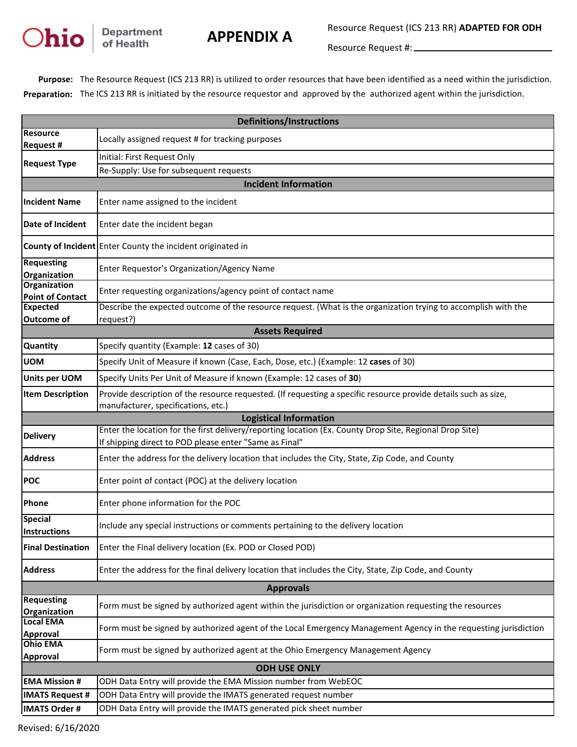Ohio Department of Health

# APPENDIX A

Resource Request (ICS 213 RR) **ADAPTED FOR ODH**

Resource Request #: ______________________

**Purpose:** The Resource Request (ICS 213 RR) is utilized to order resources that have been identified as a need within the jurisdiction.

**Preparation:** The ICS 213 RR is initiated by the resource requestor and approved by the authorized agent within the jurisdiction.

| | |
|---|---|
| **Definitions/Instructions** | |
| **Resource Request #** | Locally assigned request # for tracking purposes |
| **Request Type** | Initial: First Request Only |
| | Re-Supply: Use for subsequent requests |
| **Incident Information** | |
| **Incident Name** | Enter name assigned to the incident |
| **Date of Incident** | Enter date the incident began |
| **County of Incident** | Enter County the incident originated in |
| **Requesting Organization** | Enter Requestor's Organization/Agency Name |
| **Organization Point of Contact** | Enter requesting organizations/agency point of contact name |
| **Expected Outcome of** | Describe the expected outcome of the resource request. (What is the organization trying to accomplish with the request?) |
| **Assets Required** | |
| **Quantity** | Specify quantity (Example: **12** cases of 30) |
| **UOM** | Specify Unit of Measure if known (Case, Each, Dose, etc.) (Example: 12 **cases** of 30) |
| **Units per UOM** | Specify Units Per Unit of Measure if known (Example: 12 cases of **30**) |
| **Item Description** | Provide description of the resource requested. (If requesting a specific resource provide details such as size, manufacturer, specifications, etc.) |
| **Logistical Information** | |
| **Delivery** | Enter the location for the first delivery/reporting location (Ex. County Drop Site, Regional Drop Site) If shipping direct to POD please enter "Same as Final" |
| **Address** | Enter the address for the delivery location that includes the City, State, Zip Code, and County |
| **POC** | Enter point of contact (POC) at the delivery location |
| **Phone** | Enter phone information for the POC |
| **Special Instructions** | Include any special instructions or comments pertaining to the delivery location |
| **Final Destination** | Enter the Final delivery location (Ex. POD or Closed POD) |
| **Address** | Enter the address for the final delivery location that includes the City, State, Zip Code, and County |
| **Approvals** | |
| **Requesting Organization** | Form must be signed by authorized agent within the jurisdiction or organization requesting the resources |
| **Local EMA Approval** | Form must be signed by authorized agent of the Local Emergency Management Agency in the requesting jurisdiction |
| **Ohio EMA Approval** | Form must be signed by authorized agent at the Ohio Emergency Management Agency |
| **ODH USE ONLY** | |
| **EMA Mission #** | ODH Data Entry will provide the EMA Mission number from WebEOC |
| **IMATS Request #** | ODH Data Entry will provide the IMATS generated request number |
| **IMATS Order #** | ODH Data Entry will provide the IMATS generated pick sheet number |

Revised: 6/16/2020